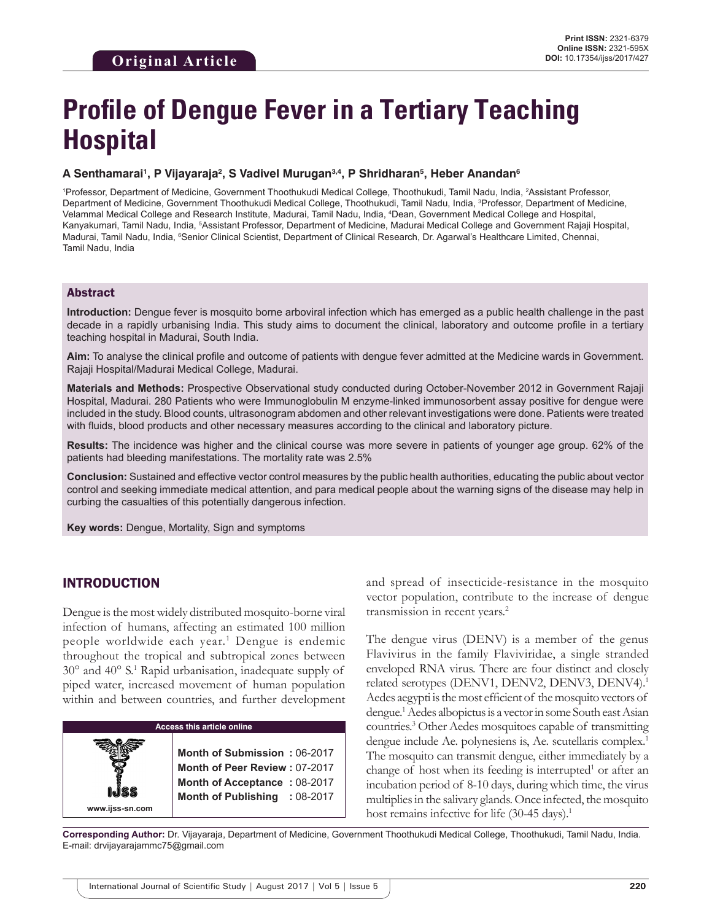Original Article

**Print ISSN:** 2321-6379
**Online ISSN:** 2321-595X
**DOI:** 10.17354/ijss/2017/427

# Profile of Dengue Fever in a Tertiary Teaching Hospital

**A Senthamarai[1], P Vijayaraja[2], S Vadivel Murugan[3,4], P Shridharan[5], Heber Anandan[6]**

[1]Professor, Department of Medicine, Government Thoothukudi Medical College, Thoothukudi, Tamil Nadu, India, [2]Assistant Professor, Department of Medicine, Government Thoothukudi Medical College, Thoothukudi, Tamil Nadu, India, [3]Professor, Department of Medicine, Velammal Medical College and Research Institute, Madurai, Tamil Nadu, India, [4]Dean, Government Medical College and Hospital, Kanyakumari, Tamil Nadu, India, [5]Assistant Professor, Department of Medicine, Madurai Medical College and Government Rajaji Hospital, Madurai, Tamil Nadu, India, [6]Senior Clinical Scientist, Department of Clinical Research, Dr. Agarwal's Healthcare Limited, Chennai, Tamil Nadu, India

## Abstract

**Introduction:** Dengue fever is mosquito borne arboviral infection which has emerged as a public health challenge in the past decade in a rapidly urbanising India. This study aims to document the clinical, laboratory and outcome profile in a tertiary teaching hospital in Madurai, South India.

**Aim:** To analyse the clinical profile and outcome of patients with dengue fever admitted at the Medicine wards in Government. Rajaji Hospital/Madurai Medical College, Madurai.

**Materials and Methods:** Prospective Observational study conducted during October-November 2012 in Government Rajaji Hospital, Madurai. 280 Patients who were Immunoglobulin M enzyme-linked immunosorbent assay positive for dengue were included in the study. Blood counts, ultrasonogram abdomen and other relevant investigations were done. Patients were treated with fluids, blood products and other necessary measures according to the clinical and laboratory picture.

**Results:** The incidence was higher and the clinical course was more severe in patients of younger age group. 62% of the patients had bleeding manifestations. The mortality rate was 2.5%

**Conclusion:** Sustained and effective vector control measures by the public health authorities, educating the public about vector control and seeking immediate medical attention, and para medical people about the warning signs of the disease may help in curbing the casualties of this potentially dangerous infection.

**Key words:** Dengue, Mortality, Sign and symptoms

## INTRODUCTION

Dengue is the most widely distributed mosquito-borne viral infection of humans, affecting an estimated 100 million people worldwide each year.[1] Dengue is endemic throughout the tropical and subtropical zones between 30° and 40° S.[1] Rapid urbanisation, inadequate supply of piped water, increased movement of human population within and between countries, and further development and spread of insecticide-resistance in the mosquito vector population, contribute to the increase of dengue transmission in recent years.[2]

The dengue virus (DENV) is a member of the genus Flavivirus in the family Flaviviridae, a single stranded enveloped RNA virus. There are four distinct and closely related serotypes (DENV1, DENV2, DENV3, DENV4).[1] Aedes aegypti is the most efficient of the mosquito vectors of dengue.[1] Aedes albopictus is a vector in some South east Asian countries.[3] Other Aedes mosquitoes capable of transmitting dengue include Ae. polynesiens is, Ae. scutellaris complex.[1] The mosquito can transmit dengue, either immediately by a change of host when its feeding is interrupted[1] or after an incubation period of 8-10 days, during which time, the virus multiplies in the salivary glands. Once infected, the mosquito host remains infective for life (30-45 days).[1]

| Access this article online | |
|---|---|
| www.ijss-sn.com | **Month of Submission :** 06-2017<br>**Month of Peer Review :** 07-2017<br>**Month of Acceptance :** 08-2017<br>**Month of Publishing :** 08-2017 |

**Corresponding Author:** Dr. Vijayaraja, Department of Medicine, Government Thoothukudi Medical College, Thoothukudi, Tamil Nadu, India. E-mail: drvijayarajammc75@gmail.com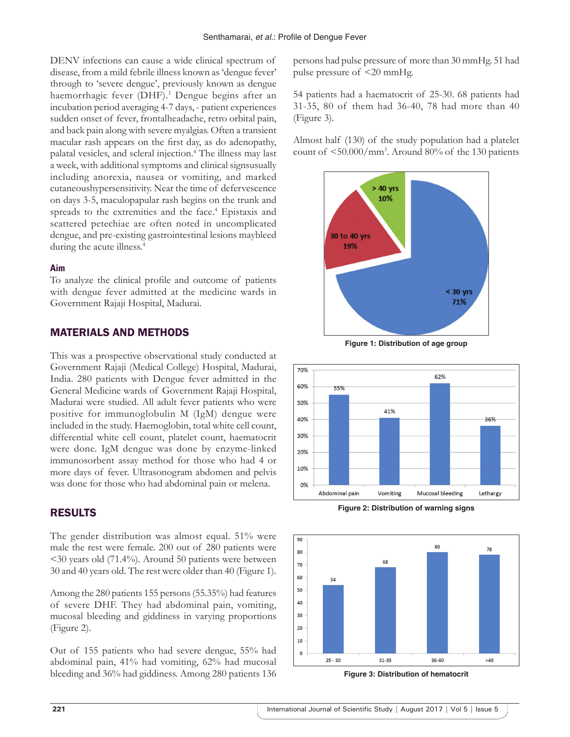DENV infections can cause a wide clinical spectrum of disease, from a mild febrile illness known as 'dengue fever' through to 'severe dengue', previously known as dengue haemorrhagic fever (DHF).[1] Dengue begins after an incubation period averaging 4-7 days, - patient experiences sudden onset of fever, frontalheadache, retro orbital pain, and back pain along with severe myalgias. Often a transient macular rash appears on the first day, as do adenopathy, palatal vesicles, and scleral injection.[4] The illness may last a week, with additional symptoms and clinical signsusually including anorexia, nausea or vomiting, and marked cutaneoushypersensitivity. Near the time of defervescence on days 3-5, maculopapular rash begins on the trunk and spreads to the extremities and the face.[4] Epistaxis and scattered petechiae are often noted in uncomplicated dengue, and pre-existing gastrointestinal lesions maybleed during the acute illness.[4]

### Aim

To analyze the clinical profile and outcome of patients with dengue fever admitted at the medicine wards in Government Rajaji Hospital, Madurai.

## MATERIALS AND METHODS

This was a prospective observational study conducted at Government Rajaji (Medical College) Hospital, Madurai, India. 280 patients with Dengue fever admitted in the General Medicine wards of Government Rajaji Hospital, Madurai were studied. All adult fever patients who were positive for immunoglobulin M (IgM) dengue were included in the study. Haemoglobin, total white cell count, differential white cell count, platelet count, haematocrit were done. IgM dengue was done by enzyme-linked immunosorbent assay method for those who had 4 or more days of fever. Ultrasonogram abdomen and pelvis was done for those who had abdominal pain or melena.

## RESULTS

The gender distribution was almost equal. 51% were male the rest were female. 200 out of 280 patients were <30 years old (71.4%). Around 50 patients were between 30 and 40 years old. The rest were older than 40 (Figure 1).

Among the 280 patients 155 persons (55.35%) had features of severe DHF. They had abdominal pain, vomiting, mucosal bleeding and giddiness in varying proportions (Figure 2).

Out of 155 patients who had severe dengue, 55% had abdominal pain, 41% had vomiting, 62% had mucosal bleeding and 36% had giddiness. Among 280 patients 136 persons had pulse pressure of more than 30 mmHg. 51 had pulse pressure of <20 mmHg.

54 patients had a haematocrit of 25-30. 68 patients had 31-35, 80 of them had 36-40, 78 had more than 40 (Figure 3).

Almost half (130) of the study population had a platelet count of <50.000/mm$^3$. Around 80% of the 130 patients

Figure 1: Distribution of age group

Figure 2: Distribution of warning signs

Figure 3: Distribution of hematocrit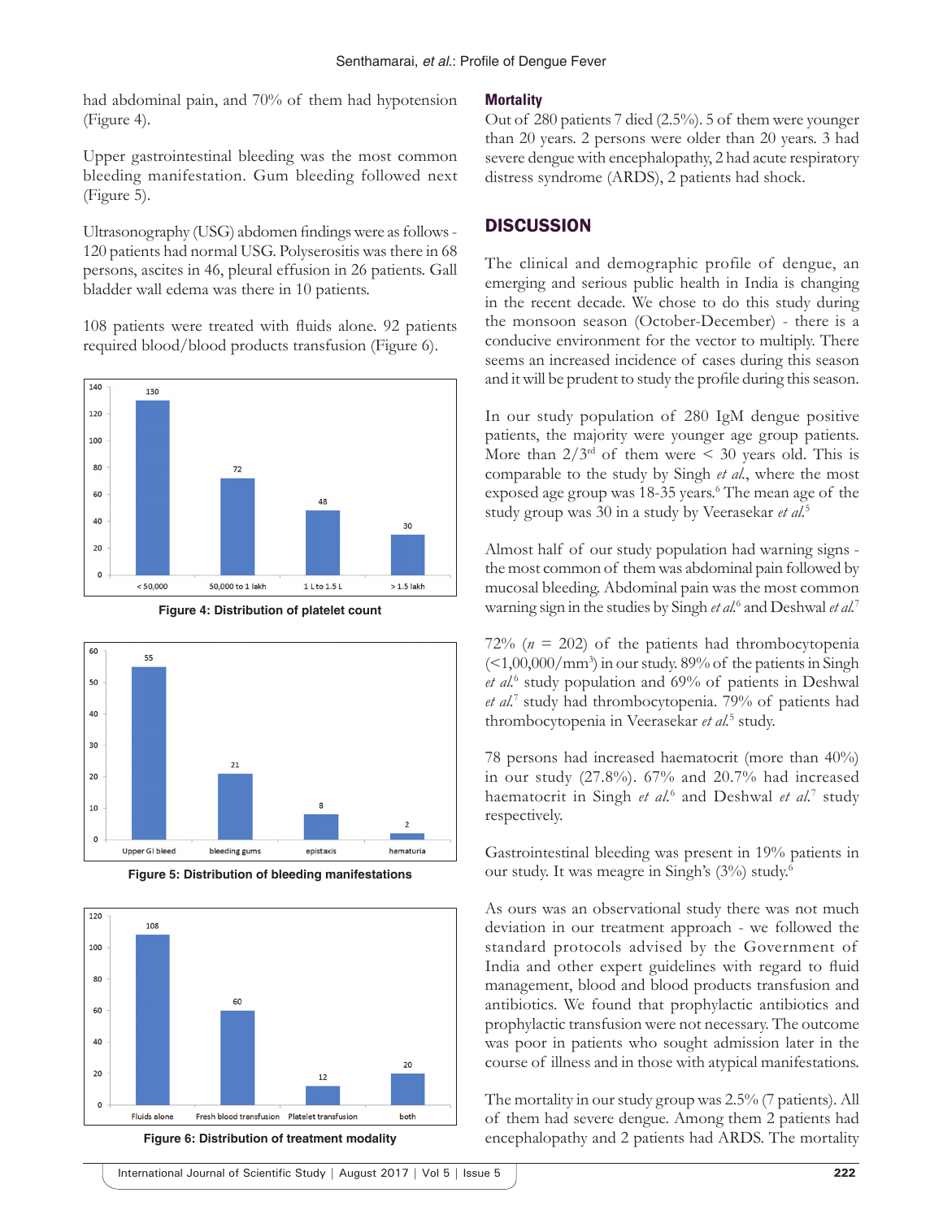had abdominal pain, and 70% of them had hypotension (Figure 4).

Upper gastrointestinal bleeding was the most common bleeding manifestation. Gum bleeding followed next (Figure 5).

Ultrasonography (USG) abdomen findings were as follows - 120 patients had normal USG. Polyserositis was there in 68 persons, ascites in 46, pleural effusion in 26 patients. Gall bladder wall edema was there in 10 patients.

108 patients were treated with fluids alone. 92 patients required blood/blood products transfusion (Figure 6).

**Figure 4: Distribution of platelet count**

**Figure 5: Distribution of bleeding manifestations**

**Figure 6: Distribution of treatment modality**

### Mortality

Out of 280 patients 7 died (2.5%). 5 of them were younger than 20 years. 2 persons were older than 20 years. 3 had severe dengue with encephalopathy, 2 had acute respiratory distress syndrome (ARDS), 2 patients had shock.

## DISCUSSION

The clinical and demographic profile of dengue, an emerging and serious public health in India is changing in the recent decade. We chose to do this study during the monsoon season (October-December) - there is a conducive environment for the vector to multiply. There seems an increased incidence of cases during this season and it will be prudent to study the profile during this season.

In our study population of 280 IgM dengue positive patients, the majority were younger age group patients. More than 2/3rd of them were < 30 years old. This is comparable to the study by Singh *et al.*, where the most exposed age group was 18-35 years.[6] The mean age of the study group was 30 in a study by Veerasekar *et al.*[5]

Almost half of our study population had warning signs - the most common of them was abdominal pain followed by mucosal bleeding. Abdominal pain was the most common warning sign in the studies by Singh *et al.*[6] and Deshwal *et al.*[7]

72% ($n$ = 202) of the patients had thrombocytopenia (<1,00,000/mm$^3$) in our study. 89% of the patients in Singh *et al.*[6] study population and 69% of patients in Deshwal *et al.*[7] study had thrombocytopenia. 79% of patients had thrombocytopenia in Veerasekar *et al.*[5] study.

78 persons had increased haematocrit (more than 40%) in our study (27.8%). 67% and 20.7% had increased haematocrit in Singh *et al.*[6] and Deshwal *et al.*[7] study respectively.

Gastrointestinal bleeding was present in 19% patients in our study. It was meagre in Singh's (3%) study.[6]

As ours was an observational study there was not much deviation in our treatment approach - we followed the standard protocols advised by the Government of India and other expert guidelines with regard to fluid management, blood and blood products transfusion and antibiotics. We found that prophylactic antibiotics and prophylactic transfusion were not necessary. The outcome was poor in patients who sought admission later in the course of illness and in those with atypical manifestations.

The mortality in our study group was 2.5% (7 patients). All of them had severe dengue. Among them 2 patients had encephalopathy and 2 patients had ARDS. The mortality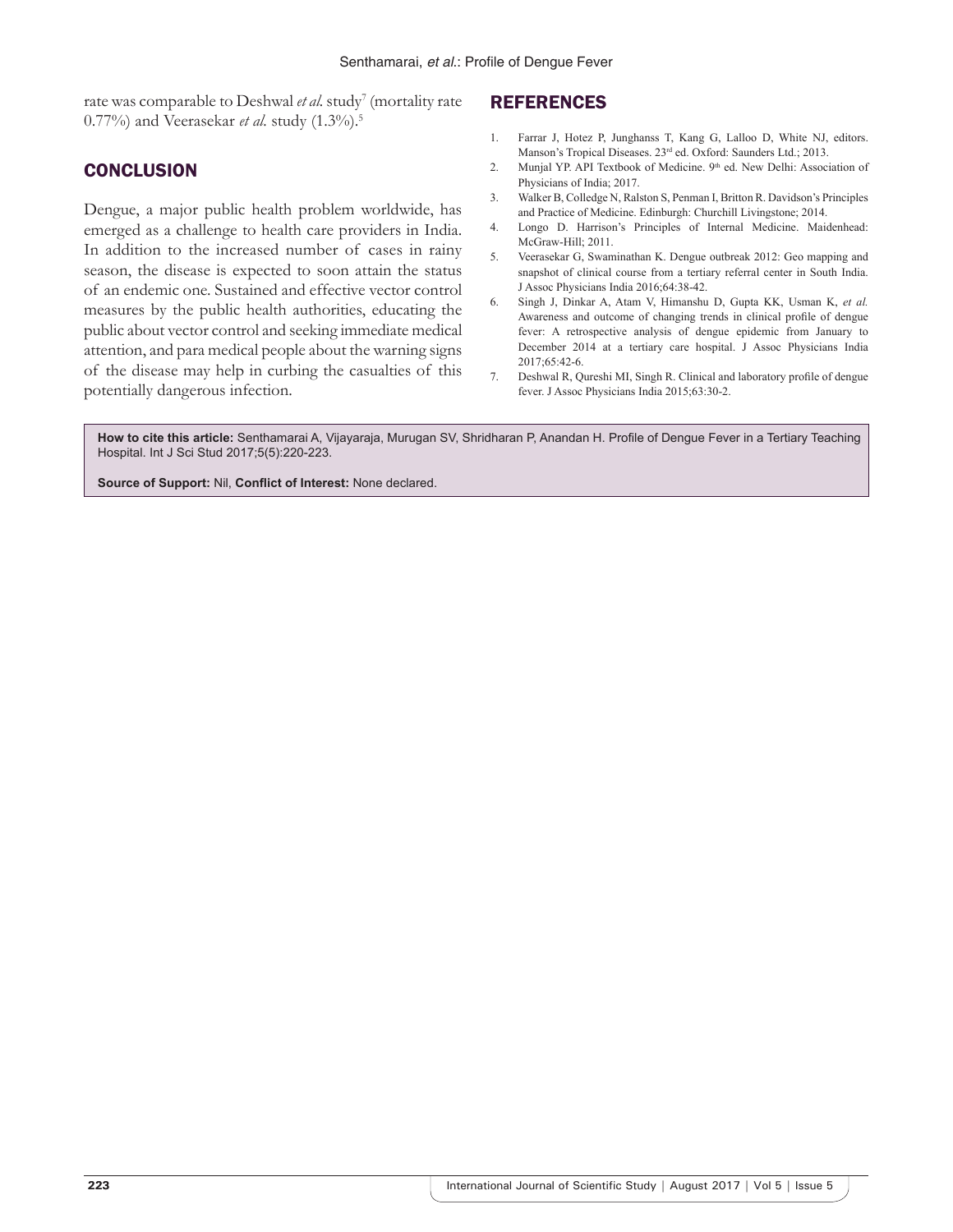rate was comparable to Deshwal *et al.* study[7] (mortality rate 0.77%) and Veerasekar *et al.* study (1.3%).[5]

## CONCLUSION

Dengue, a major public health problem worldwide, has emerged as a challenge to health care providers in India. In addition to the increased number of cases in rainy season, the disease is expected to soon attain the status of an endemic one. Sustained and effective vector control measures by the public health authorities, educating the public about vector control and seeking immediate medical attention, and para medical people about the warning signs of the disease may help in curbing the casualties of this potentially dangerous infection.

## REFERENCES

1. Farrar J, Hotez P, Junghanss T, Kang G, Lalloo D, White NJ, editors. Manson's Tropical Diseases. 23rd ed. Oxford: Saunders Ltd.; 2013.
2. Munjal YP. API Textbook of Medicine. 9th ed. New Delhi: Association of Physicians of India; 2017.
3. Walker B, Colledge N, Ralston S, Penman I, Britton R. Davidson's Principles and Practice of Medicine. Edinburgh: Churchill Livingstone; 2014.
4. Longo D. Harrison's Principles of Internal Medicine. Maidenhead: McGraw-Hill; 2011.
5. Veerasekar G, Swaminathan K. Dengue outbreak 2012: Geo mapping and snapshot of clinical course from a tertiary referral center in South India. J Assoc Physicians India 2016;64:38-42.
6. Singh J, Dinkar A, Atam V, Himanshu D, Gupta KK, Usman K, *et al.* Awareness and outcome of changing trends in clinical profile of dengue fever: A retrospective analysis of dengue epidemic from January to December 2014 at a tertiary care hospital. J Assoc Physicians India 2017;65:42-6.
7. Deshwal R, Qureshi MI, Singh R. Clinical and laboratory profile of dengue fever. J Assoc Physicians India 2015;63:30-2.

**How to cite this article:** Senthamarai A, Vijayaraja, Murugan SV, Shridharan P, Anandan H. Profile of Dengue Fever in a Tertiary Teaching Hospital. Int J Sci Stud 2017;5(5):220-223.

**Source of Support:** Nil, **Conflict of Interest:** None declared.